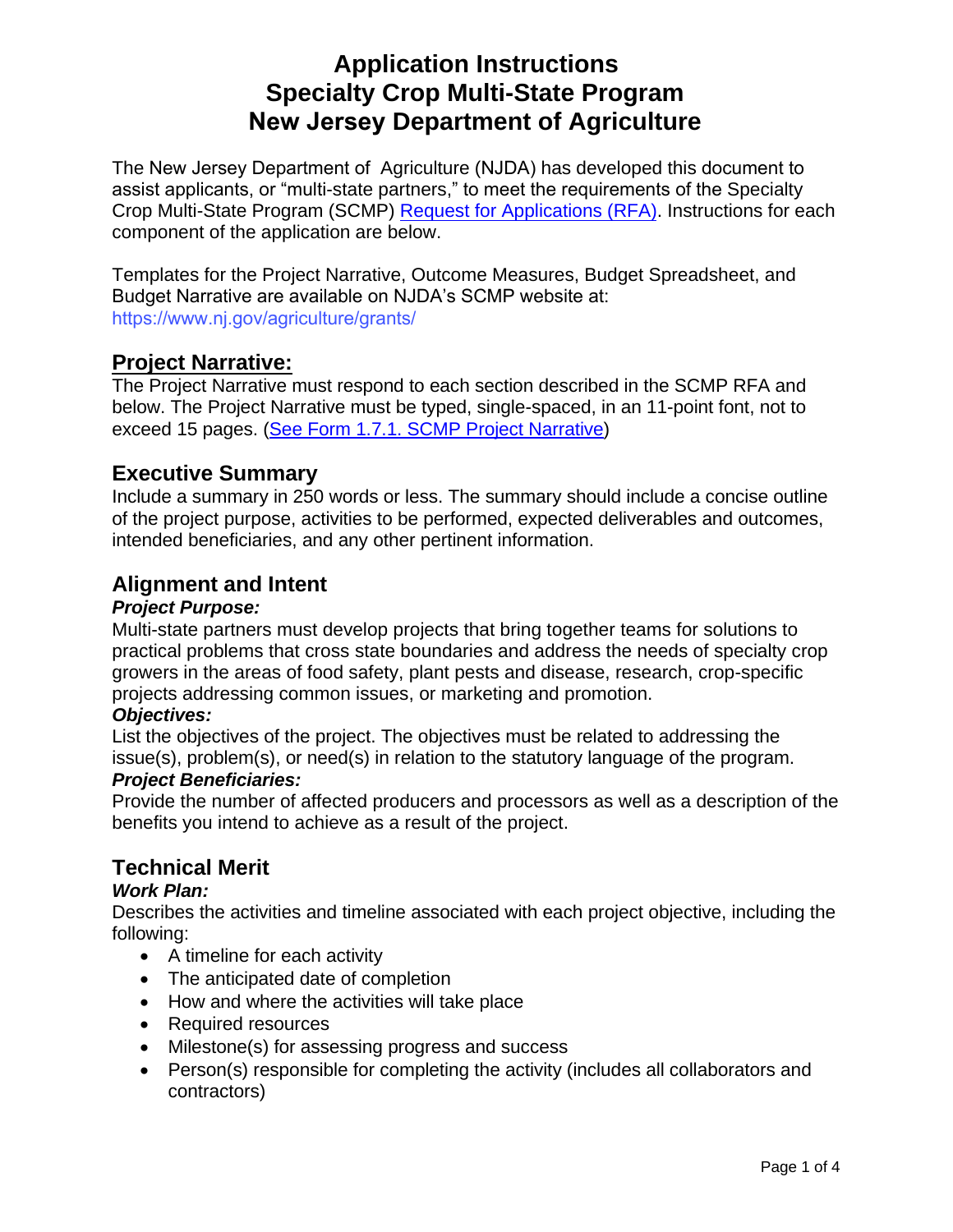# Application Instructions
# Specialty Crop Multi-State Program
# New Jersey Department of Agriculture

The New Jersey Department of Agriculture (NJDA) has developed this document to assist applicants, or "multi-state partners," to meet the requirements of the Specialty Crop Multi-State Program (SCMP) [Request for Applications (RFA)](). Instructions for each component of the application are below.

Templates for the Project Narrative, Outcome Measures, Budget Spreadsheet, and Budget Narrative are available on NJDA's SCMP website at: https://www.nj.gov/agriculture/grants/

## Project Narrative:

The Project Narrative must respond to each section described in the SCMP RFA and below. The Project Narrative must be typed, single-spaced, in an 11-point font, not to exceed 15 pages. ([See Form 1.7.1. SCMP Project Narrative]())

## Executive Summary

Include a summary in 250 words or less. The summary should include a concise outline of the project purpose, activities to be performed, expected deliverables and outcomes, intended beneficiaries, and any other pertinent information.

## Alignment and Intent

***Project Purpose:***

Multi-state partners must develop projects that bring together teams for solutions to practical problems that cross state boundaries and address the needs of specialty crop growers in the areas of food safety, plant pests and disease, research, crop-specific projects addressing common issues, or marketing and promotion.

***Objectives:***

List the objectives of the project. The objectives must be related to addressing the issue(s), problem(s), or need(s) in relation to the statutory language of the program.

***Project Beneficiaries:***

Provide the number of affected producers and processors as well as a description of the benefits you intend to achieve as a result of the project.

## Technical Merit

***Work Plan:***

Describes the activities and timeline associated with each project objective, including the following:

- A timeline for each activity
- The anticipated date of completion
- How and where the activities will take place
- Required resources
- Milestone(s) for assessing progress and success
- Person(s) responsible for completing the activity (includes all collaborators and contractors)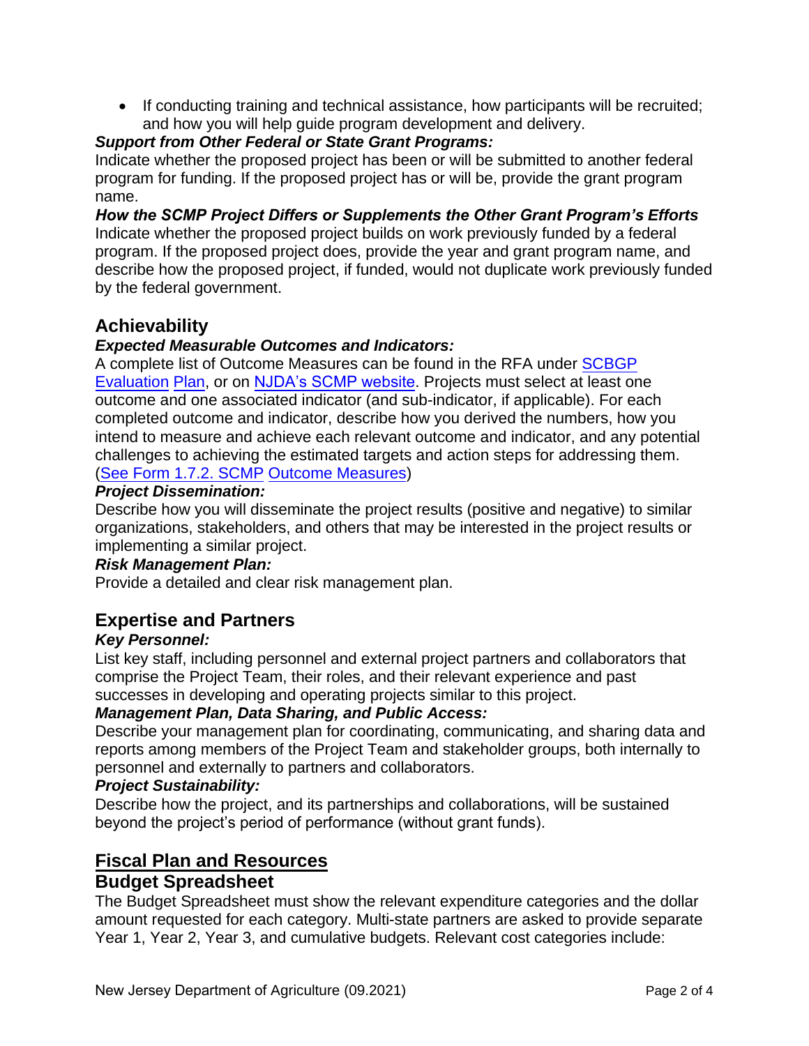- If conducting training and technical assistance, how participants will be recruited; and how you will help guide program development and delivery.

***Support from Other Federal or State Grant Programs:***

Indicate whether the proposed project has been or will be submitted to another federal program for funding. If the proposed project has or will be, provide the grant program name.

***How the SCMP Project Differs or Supplements the Other Grant Program's Efforts***

Indicate whether the proposed project builds on work previously funded by a federal program. If the proposed project does, provide the year and grant program name, and describe how the proposed project, if funded, would not duplicate work previously funded by the federal government.

## Achievability

***Expected Measurable Outcomes and Indicators:***

A complete list of Outcome Measures can be found in the RFA under SCBGP Evaluation Plan, or on NJDA's SCMP website. Projects must select at least one outcome and one associated indicator (and sub-indicator, if applicable). For each completed outcome and indicator, describe how you derived the numbers, how you intend to measure and achieve each relevant outcome and indicator, and any potential challenges to achieving the estimated targets and action steps for addressing them. (See Form 1.7.2. SCMP Outcome Measures)

***Project Dissemination:***

Describe how you will disseminate the project results (positive and negative) to similar organizations, stakeholders, and others that may be interested in the project results or implementing a similar project.

***Risk Management Plan:***

Provide a detailed and clear risk management plan.

## Expertise and Partners

***Key Personnel:***

List key staff, including personnel and external project partners and collaborators that comprise the Project Team, their roles, and their relevant experience and past successes in developing and operating projects similar to this project.

***Management Plan, Data Sharing, and Public Access:***

Describe your management plan for coordinating, communicating, and sharing data and reports among members of the Project Team and stakeholder groups, both internally to personnel and externally to partners and collaborators.

***Project Sustainability:***

Describe how the project, and its partnerships and collaborations, will be sustained beyond the project's period of performance (without grant funds).

## Fiscal Plan and Resources

## Budget Spreadsheet

The Budget Spreadsheet must show the relevant expenditure categories and the dollar amount requested for each category. Multi-state partners are asked to provide separate Year 1, Year 2, Year 3, and cumulative budgets. Relevant cost categories include: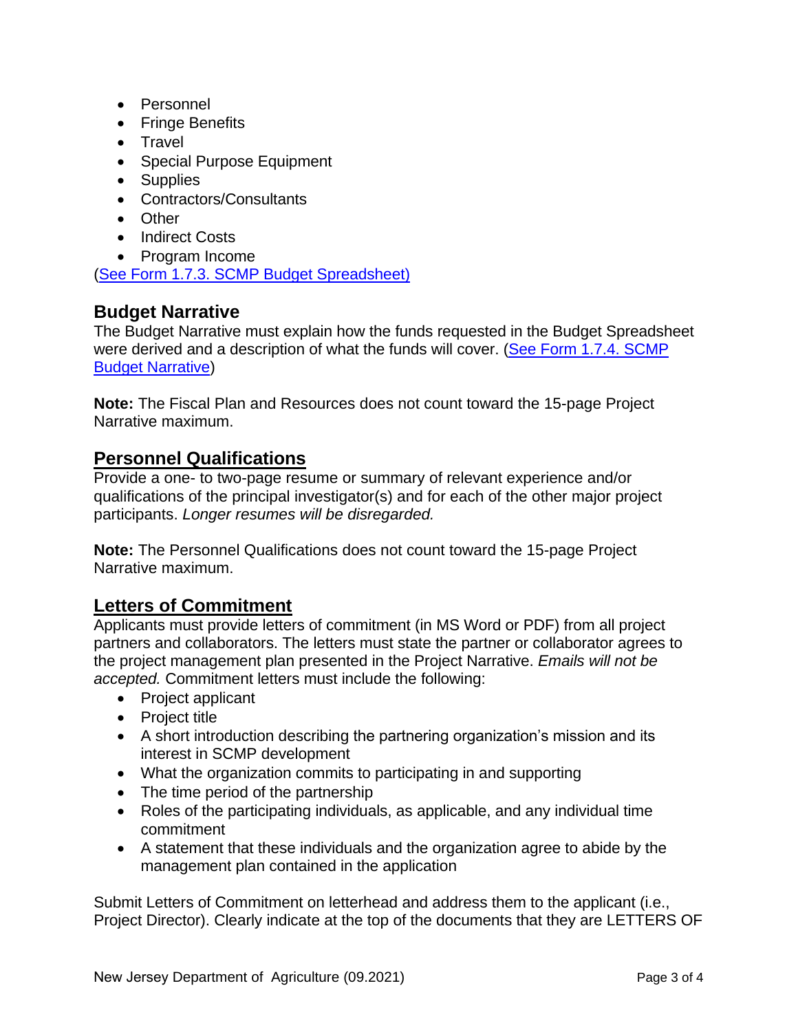- Personnel
- Fringe Benefits
- Travel
- Special Purpose Equipment
- Supplies
- Contractors/Consultants
- Other
- Indirect Costs
- Program Income

(See Form 1.7.3. SCMP Budget Spreadsheet)

## Budget Narrative

The Budget Narrative must explain how the funds requested in the Budget Spreadsheet were derived and a description of what the funds will cover. (See Form 1.7.4. SCMP Budget Narrative)

**Note:** The Fiscal Plan and Resources does not count toward the 15-page Project Narrative maximum.

## Personnel Qualifications

Provide a one- to two-page resume or summary of relevant experience and/or qualifications of the principal investigator(s) and for each of the other major project participants. *Longer resumes will be disregarded.*

**Note:** The Personnel Qualifications does not count toward the 15-page Project Narrative maximum.

## Letters of Commitment

Applicants must provide letters of commitment (in MS Word or PDF) from all project partners and collaborators. The letters must state the partner or collaborator agrees to the project management plan presented in the Project Narrative. *Emails will not be accepted.* Commitment letters must include the following:

- Project applicant
- Project title
- A short introduction describing the partnering organization's mission and its interest in SCMP development
- What the organization commits to participating in and supporting
- The time period of the partnership
- Roles of the participating individuals, as applicable, and any individual time commitment
- A statement that these individuals and the organization agree to abide by the management plan contained in the application

Submit Letters of Commitment on letterhead and address them to the applicant (i.e., Project Director). Clearly indicate at the top of the documents that they are LETTERS OF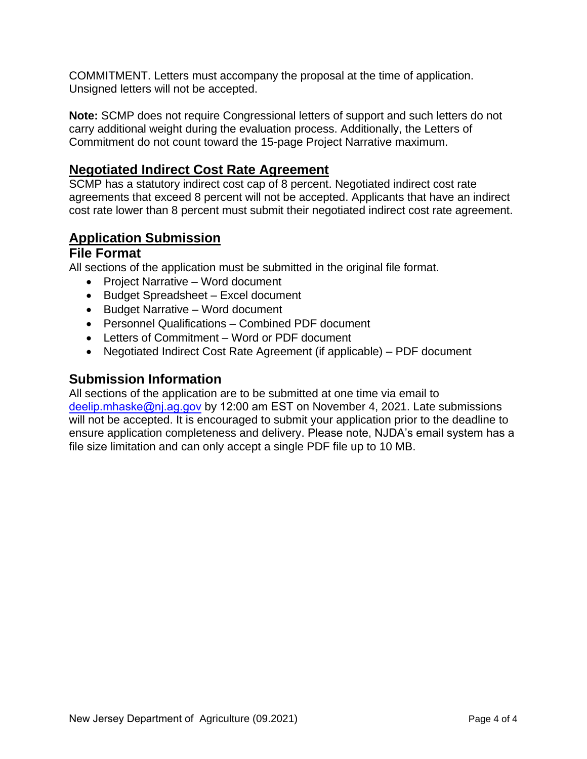COMMITMENT. Letters must accompany the proposal at the time of application. Unsigned letters will not be accepted.

**Note:** SCMP does not require Congressional letters of support and such letters do not carry additional weight during the evaluation process. Additionally, the Letters of Commitment do not count toward the 15-page Project Narrative maximum.

## Negotiated Indirect Cost Rate Agreement

SCMP has a statutory indirect cost cap of 8 percent. Negotiated indirect cost rate agreements that exceed 8 percent will not be accepted. Applicants that have an indirect cost rate lower than 8 percent must submit their negotiated indirect cost rate agreement.

## Application Submission

### File Format

All sections of the application must be submitted in the original file format.

- Project Narrative – Word document
- Budget Spreadsheet – Excel document
- Budget Narrative – Word document
- Personnel Qualifications – Combined PDF document
- Letters of Commitment – Word or PDF document
- Negotiated Indirect Cost Rate Agreement (if applicable) – PDF document

### Submission Information

All sections of the application are to be submitted at one time via email to deelip.mhaske@nj.ag.gov by 12:00 am EST on November 4, 2021. Late submissions will not be accepted. It is encouraged to submit your application prior to the deadline to ensure application completeness and delivery. Please note, NJDA's email system has a file size limitation and can only accept a single PDF file up to 10 MB.